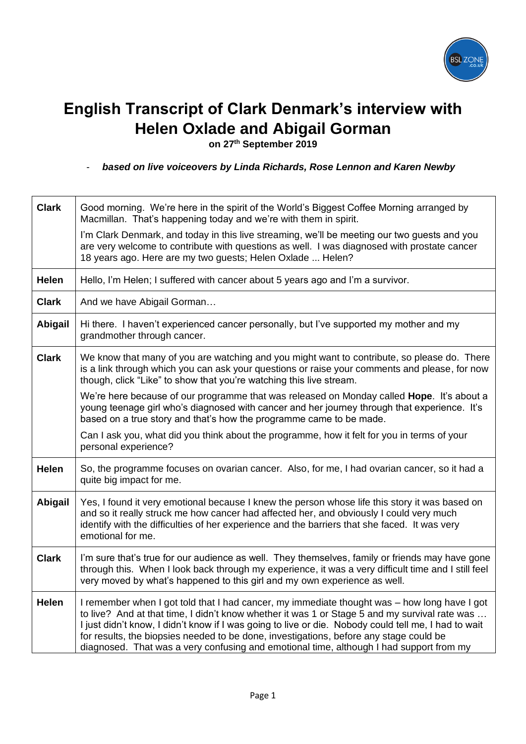# English Transcript of Clark Denmark's interview with Helen Oxlade and Abigail Gorman

**on 27th September 2019**

- ***based on live voiceovers by Linda Richards, Rose Lennon and Karen Newby***

| | |
|---|---|
| **Clark** | Good morning. We're here in the spirit of the World's Biggest Coffee Morning arranged by Macmillan. That's happening today and we're with them in spirit.<br><br>I'm Clark Denmark, and today in this live streaming, we'll be meeting our two guests and you are very welcome to contribute with questions as well. I was diagnosed with prostate cancer 18 years ago. Here are my two guests; Helen Oxlade ... Helen? |
| **Helen** | Hello, I'm Helen; I suffered with cancer about 5 years ago and I'm a survivor. |
| **Clark** | And we have Abigail Gorman… |
| **Abigail** | Hi there. I haven't experienced cancer personally, but I've supported my mother and my grandmother through cancer. |
| **Clark** | We know that many of you are watching and you might want to contribute, so please do. There is a link through which you can ask your questions or raise your comments and please, for now though, click "Like" to show that you're watching this live stream.<br><br>We're here because of our programme that was released on Monday called **Hope**. It's about a young teenage girl who's diagnosed with cancer and her journey through that experience. It's based on a true story and that's how the programme came to be made.<br><br>Can I ask you, what did you think about the programme, how it felt for you in terms of your personal experience? |
| **Helen** | So, the programme focuses on ovarian cancer. Also, for me, I had ovarian cancer, so it had a quite big impact for me. |
| **Abigail** | Yes, I found it very emotional because I knew the person whose life this story it was based on and so it really struck me how cancer had affected her, and obviously I could very much identify with the difficulties of her experience and the barriers that she faced. It was very emotional for me. |
| **Clark** | I'm sure that's true for our audience as well. They themselves, family or friends may have gone through this. When I look back through my experience, it was a very difficult time and I still feel very moved by what's happened to this girl and my own experience as well. |
| **Helen** | I remember when I got told that I had cancer, my immediate thought was – how long have I got to live? And at that time, I didn't know whether it was 1 or Stage 5 and my survival rate was … I just didn't know, I didn't know if I was going to live or die. Nobody could tell me, I had to wait for results, the biopsies needed to be done, investigations, before any stage could be diagnosed. That was a very confusing and emotional time, although I had support from my |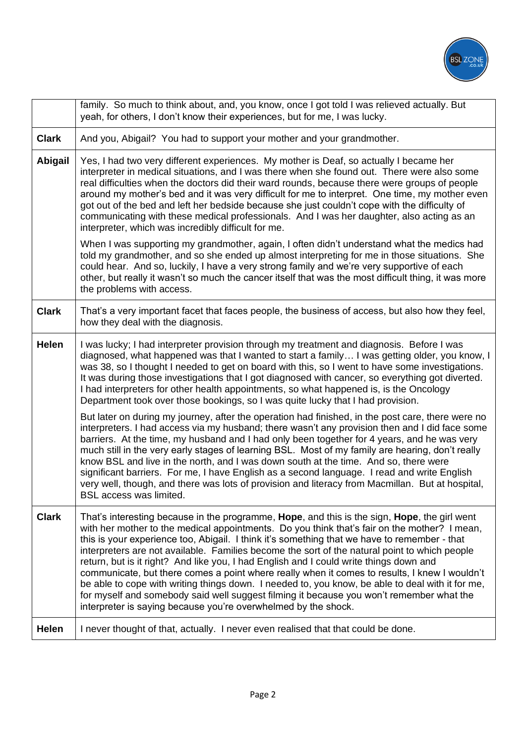| | |
|---|---|
| | family. So much to think about, and, you know, once I got told I was relieved actually. But yeah, for others, I don't know their experiences, but for me, I was lucky. |
| **Clark** | And you, Abigail? You had to support your mother and your grandmother. |
| **Abigail** | Yes, I had two very different experiences. My mother is Deaf, so actually I became her interpreter in medical situations, and I was there when she found out. There were also some real difficulties when the doctors did their ward rounds, because there were groups of people around my mother's bed and it was very difficult for me to interpret. One time, my mother even got out of the bed and left her bedside because she just couldn't cope with the difficulty of communicating with these medical professionals. And I was her daughter, also acting as an interpreter, which was incredibly difficult for me.<br><br>When I was supporting my grandmother, again, I often didn't understand what the medics had told my grandmother, and so she ended up almost interpreting for me in those situations. She could hear. And so, luckily, I have a very strong family and we're very supportive of each other, but really it wasn't so much the cancer itself that was the most difficult thing, it was more the problems with access. |
| **Clark** | That's a very important facet that faces people, the business of access, but also how they feel, how they deal with the diagnosis. |
| **Helen** | I was lucky; I had interpreter provision through my treatment and diagnosis. Before I was diagnosed, what happened was that I wanted to start a family… I was getting older, you know, I was 38, so I thought I needed to get on board with this, so I went to have some investigations. It was during those investigations that I got diagnosed with cancer, so everything got diverted. I had interpreters for other health appointments, so what happened is, is the Oncology Department took over those bookings, so I was quite lucky that I had provision.<br><br>But later on during my journey, after the operation had finished, in the post care, there were no interpreters. I had access via my husband; there wasn't any provision then and I did face some barriers. At the time, my husband and I had only been together for 4 years, and he was very much still in the very early stages of learning BSL. Most of my family are hearing, don't really know BSL and live in the north, and I was down south at the time. And so, there were significant barriers. For me, I have English as a second language. I read and write English very well, though, and there was lots of provision and literacy from Macmillan. But at hospital, BSL access was limited. |
| **Clark** | That's interesting because in the programme, **Hope**, and this is the sign, **Hope**, the girl went with her mother to the medical appointments. Do you think that's fair on the mother? I mean, this is your experience too, Abigail. I think it's something that we have to remember - that interpreters are not available. Families become the sort of the natural point to which people return, but is it right? And like you, I had English and I could write things down and communicate, but there comes a point where really when it comes to results, I knew I wouldn't be able to cope with writing things down. I needed to, you know, be able to deal with it for me, for myself and somebody said well suggest filming it because you won't remember what the interpreter is saying because you're overwhelmed by the shock. |
| **Helen** | I never thought of that, actually. I never even realised that that could be done. |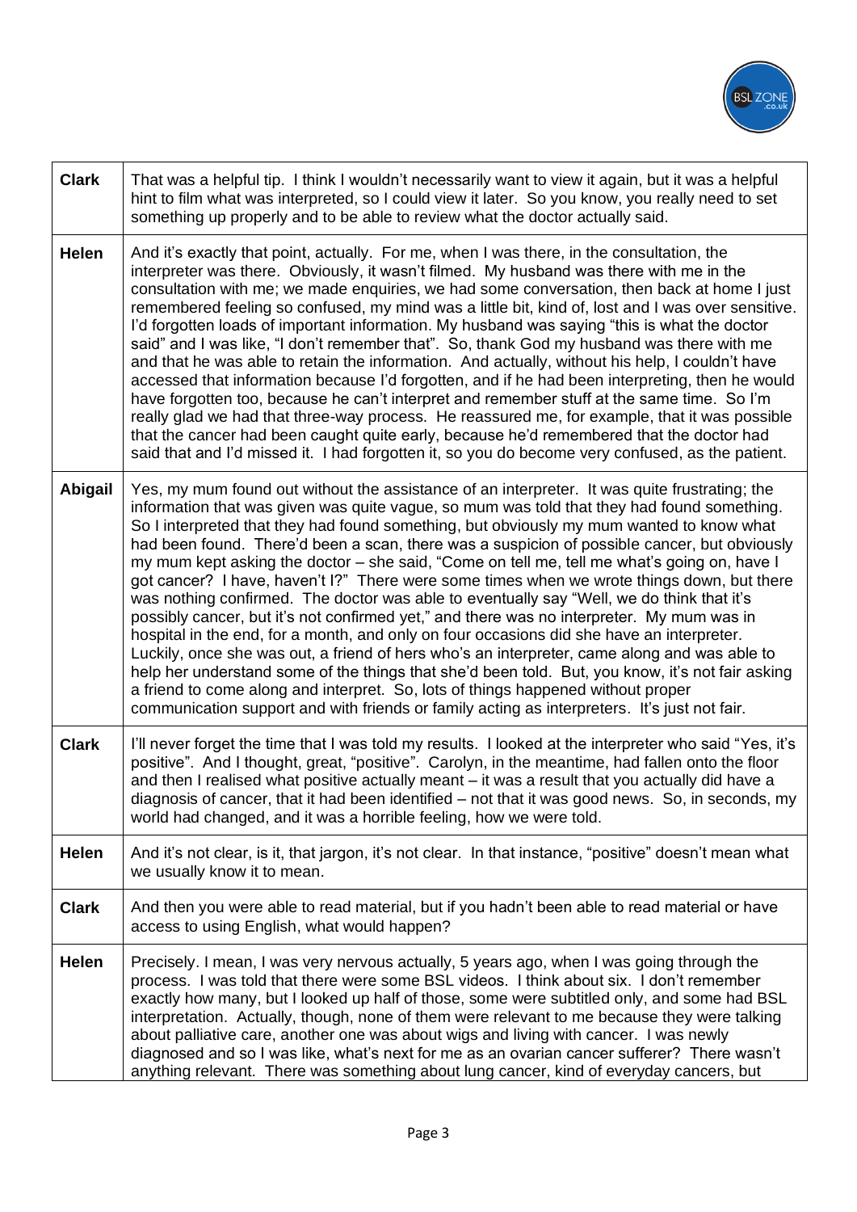| | |
|---|---|
| **Clark** | That was a helpful tip. I think I wouldn't necessarily want to view it again, but it was a helpful hint to film what was interpreted, so I could view it later. So you know, you really need to set something up properly and to be able to review what the doctor actually said. |
| **Helen** | And it's exactly that point, actually. For me, when I was there, in the consultation, the interpreter was there. Obviously, it wasn't filmed. My husband was there with me in the consultation with me; we made enquiries, we had some conversation, then back at home I just remembered feeling so confused, my mind was a little bit, kind of, lost and I was over sensitive. I'd forgotten loads of important information. My husband was saying "this is what the doctor said" and I was like, "I don't remember that". So, thank God my husband was there with me and that he was able to retain the information. And actually, without his help, I couldn't have accessed that information because I'd forgotten, and if he had been interpreting, then he would have forgotten too, because he can't interpret and remember stuff at the same time. So I'm really glad we had that three-way process. He reassured me, for example, that it was possible that the cancer had been caught quite early, because he'd remembered that the doctor had said that and I'd missed it. I had forgotten it, so you do become very confused, as the patient. |
| **Abigail** | Yes, my mum found out without the assistance of an interpreter. It was quite frustrating; the information that was given was quite vague, so mum was told that they had found something. So I interpreted that they had found something, but obviously my mum wanted to know what had been found. There'd been a scan, there was a suspicion of possible cancer, but obviously my mum kept asking the doctor – she said, "Come on tell me, tell me what's going on, have I got cancer? I have, haven't I?" There were some times when we wrote things down, but there was nothing confirmed. The doctor was able to eventually say "Well, we do think that it's possibly cancer, but it's not confirmed yet," and there was no interpreter. My mum was in hospital in the end, for a month, and only on four occasions did she have an interpreter. Luckily, once she was out, a friend of hers who's an interpreter, came along and was able to help her understand some of the things that she'd been told. But, you know, it's not fair asking a friend to come along and interpret. So, lots of things happened without proper communication support and with friends or family acting as interpreters. It's just not fair. |
| **Clark** | I'll never forget the time that I was told my results. I looked at the interpreter who said "Yes, it's positive". And I thought, great, "positive". Carolyn, in the meantime, had fallen onto the floor and then I realised what positive actually meant – it was a result that you actually did have a diagnosis of cancer, that it had been identified – not that it was good news. So, in seconds, my world had changed, and it was a horrible feeling, how we were told. |
| **Helen** | And it's not clear, is it, that jargon, it's not clear. In that instance, "positive" doesn't mean what we usually know it to mean. |
| **Clark** | And then you were able to read material, but if you hadn't been able to read material or have access to using English, what would happen? |
| **Helen** | Precisely. I mean, I was very nervous actually, 5 years ago, when I was going through the process. I was told that there were some BSL videos. I think about six. I don't remember exactly how many, but I looked up half of those, some were subtitled only, and some had BSL interpretation. Actually, though, none of them were relevant to me because they were talking about palliative care, another one was about wigs and living with cancer. I was newly diagnosed and so I was like, what's next for me as an ovarian cancer sufferer? There wasn't anything relevant. There was something about lung cancer, kind of everyday cancers, but |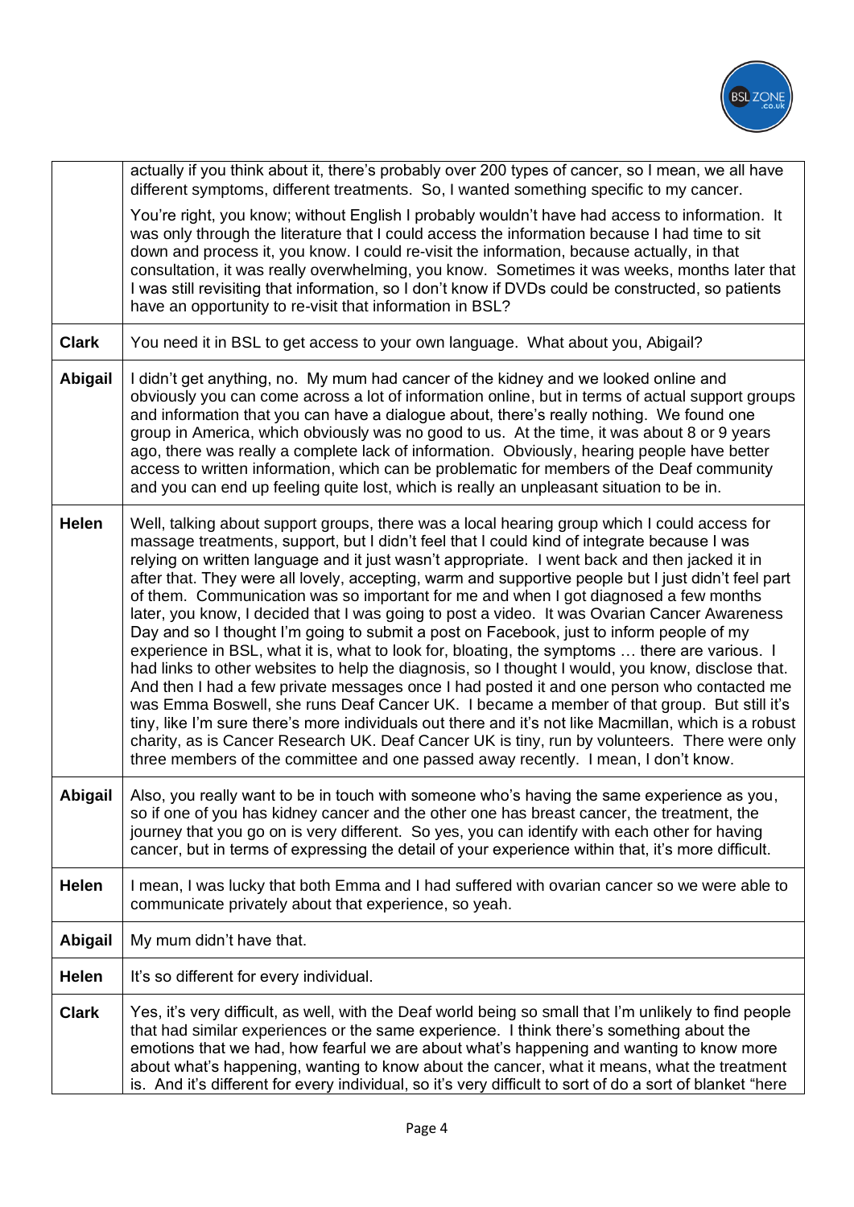| | |
|---|---|
| | actually if you think about it, there's probably over 200 types of cancer, so I mean, we all have different symptoms, different treatments. So, I wanted something specific to my cancer.<br><br>You're right, you know; without English I probably wouldn't have had access to information. It was only through the literature that I could access the information because I had time to sit down and process it, you know. I could re-visit the information, because actually, in that consultation, it was really overwhelming, you know. Sometimes it was weeks, months later that I was still revisiting that information, so I don't know if DVDs could be constructed, so patients have an opportunity to re-visit that information in BSL? |
| **Clark** | You need it in BSL to get access to your own language. What about you, Abigail? |
| **Abigail** | I didn't get anything, no. My mum had cancer of the kidney and we looked online and obviously you can come across a lot of information online, but in terms of actual support groups and information that you can have a dialogue about, there's really nothing. We found one group in America, which obviously was no good to us. At the time, it was about 8 or 9 years ago, there was really a complete lack of information. Obviously, hearing people have better access to written information, which can be problematic for members of the Deaf community and you can end up feeling quite lost, which is really an unpleasant situation to be in. |
| **Helen** | Well, talking about support groups, there was a local hearing group which I could access for massage treatments, support, but I didn't feel that I could kind of integrate because I was relying on written language and it just wasn't appropriate. I went back and then jacked it in after that. They were all lovely, accepting, warm and supportive people but I just didn't feel part of them. Communication was so important for me and when I got diagnosed a few months later, you know, I decided that I was going to post a video. It was Ovarian Cancer Awareness Day and so I thought I'm going to submit a post on Facebook, just to inform people of my experience in BSL, what it is, what to look for, bloating, the symptoms … there are various. I had links to other websites to help the diagnosis, so I thought I would, you know, disclose that. And then I had a few private messages once I had posted it and one person who contacted me was Emma Boswell, she runs Deaf Cancer UK. I became a member of that group. But still it's tiny, like I'm sure there's more individuals out there and it's not like Macmillan, which is a robust charity, as is Cancer Research UK. Deaf Cancer UK is tiny, run by volunteers. There were only three members of the committee and one passed away recently. I mean, I don't know. |
| **Abigail** | Also, you really want to be in touch with someone who's having the same experience as you, so if one of you has kidney cancer and the other one has breast cancer, the treatment, the journey that you go on is very different. So yes, you can identify with each other for having cancer, but in terms of expressing the detail of your experience within that, it's more difficult. |
| **Helen** | I mean, I was lucky that both Emma and I had suffered with ovarian cancer so we were able to communicate privately about that experience, so yeah. |
| **Abigail** | My mum didn't have that. |
| **Helen** | It's so different for every individual. |
| **Clark** | Yes, it's very difficult, as well, with the Deaf world being so small that I'm unlikely to find people that had similar experiences or the same experience. I think there's something about the emotions that we had, how fearful we are about what's happening and wanting to know more about what's happening, wanting to know about the cancer, what it means, what the treatment is. And it's different for every individual, so it's very difficult to sort of do a sort of blanket "here |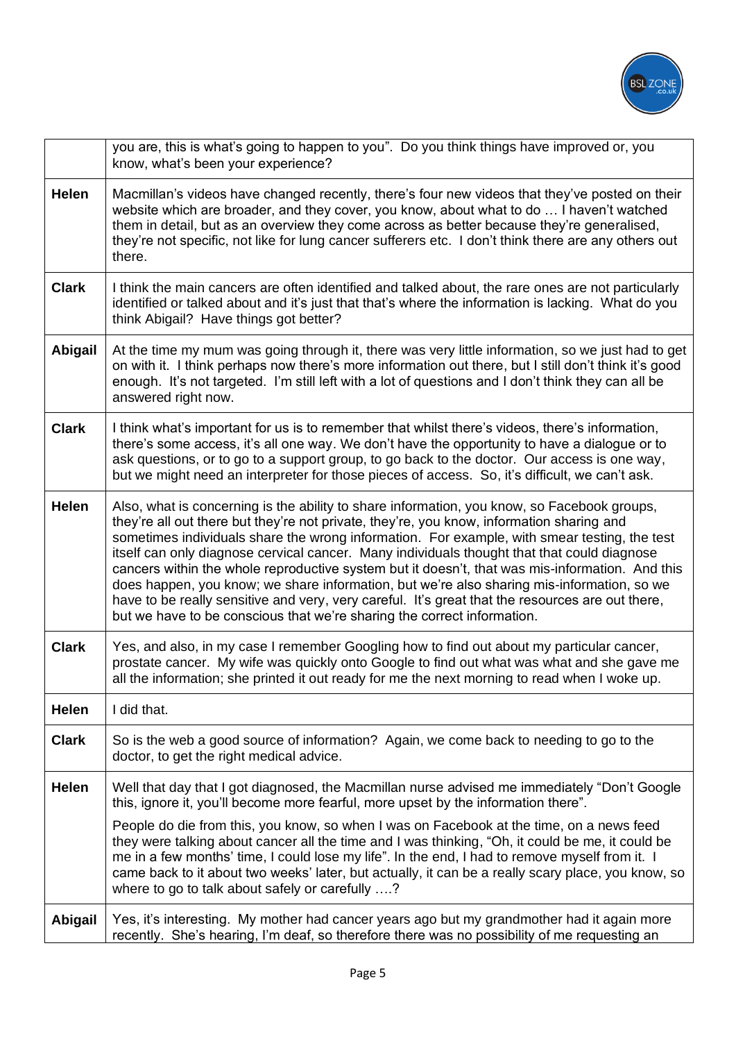| | |
|---|---|
| | you are, this is what's going to happen to you". Do you think things have improved or, you know, what's been your experience? |
| **Helen** | Macmillan's videos have changed recently, there's four new videos that they've posted on their website which are broader, and they cover, you know, about what to do … I haven't watched them in detail, but as an overview they come across as better because they're generalised, they're not specific, not like for lung cancer sufferers etc. I don't think there are any others out there. |
| **Clark** | I think the main cancers are often identified and talked about, the rare ones are not particularly identified or talked about and it's just that that's where the information is lacking. What do you think Abigail? Have things got better? |
| **Abigail** | At the time my mum was going through it, there was very little information, so we just had to get on with it. I think perhaps now there's more information out there, but I still don't think it's good enough. It's not targeted. I'm still left with a lot of questions and I don't think they can all be answered right now. |
| **Clark** | I think what's important for us is to remember that whilst there's videos, there's information, there's some access, it's all one way. We don't have the opportunity to have a dialogue or to ask questions, or to go to a support group, to go back to the doctor. Our access is one way, but we might need an interpreter for those pieces of access. So, it's difficult, we can't ask. |
| **Helen** | Also, what is concerning is the ability to share information, you know, so Facebook groups, they're all out there but they're not private, they're, you know, information sharing and sometimes individuals share the wrong information. For example, with smear testing, the test itself can only diagnose cervical cancer. Many individuals thought that that could diagnose cancers within the whole reproductive system but it doesn't, that was mis-information. And this does happen, you know; we share information, but we're also sharing mis-information, so we have to be really sensitive and very, very careful. It's great that the resources are out there, but we have to be conscious that we're sharing the correct information. |
| **Clark** | Yes, and also, in my case I remember Googling how to find out about my particular cancer, prostate cancer. My wife was quickly onto Google to find out what was what and she gave me all the information; she printed it out ready for me the next morning to read when I woke up. |
| **Helen** | I did that. |
| **Clark** | So is the web a good source of information? Again, we come back to needing to go to the doctor, to get the right medical advice. |
| **Helen** | Well that day that I got diagnosed, the Macmillan nurse advised me immediately "Don't Google this, ignore it, you'll become more fearful, more upset by the information there". <br><br> People do die from this, you know, so when I was on Facebook at the time, on a news feed they were talking about cancer all the time and I was thinking, "Oh, it could be me, it could be me in a few months' time, I could lose my life". In the end, I had to remove myself from it. I came back to it about two weeks' later, but actually, it can be a really scary place, you know, so where to go to talk about safely or carefully ….? |
| **Abigail** | Yes, it's interesting. My mother had cancer years ago but my grandmother had it again more recently. She's hearing, I'm deaf, so therefore there was no possibility of me requesting an |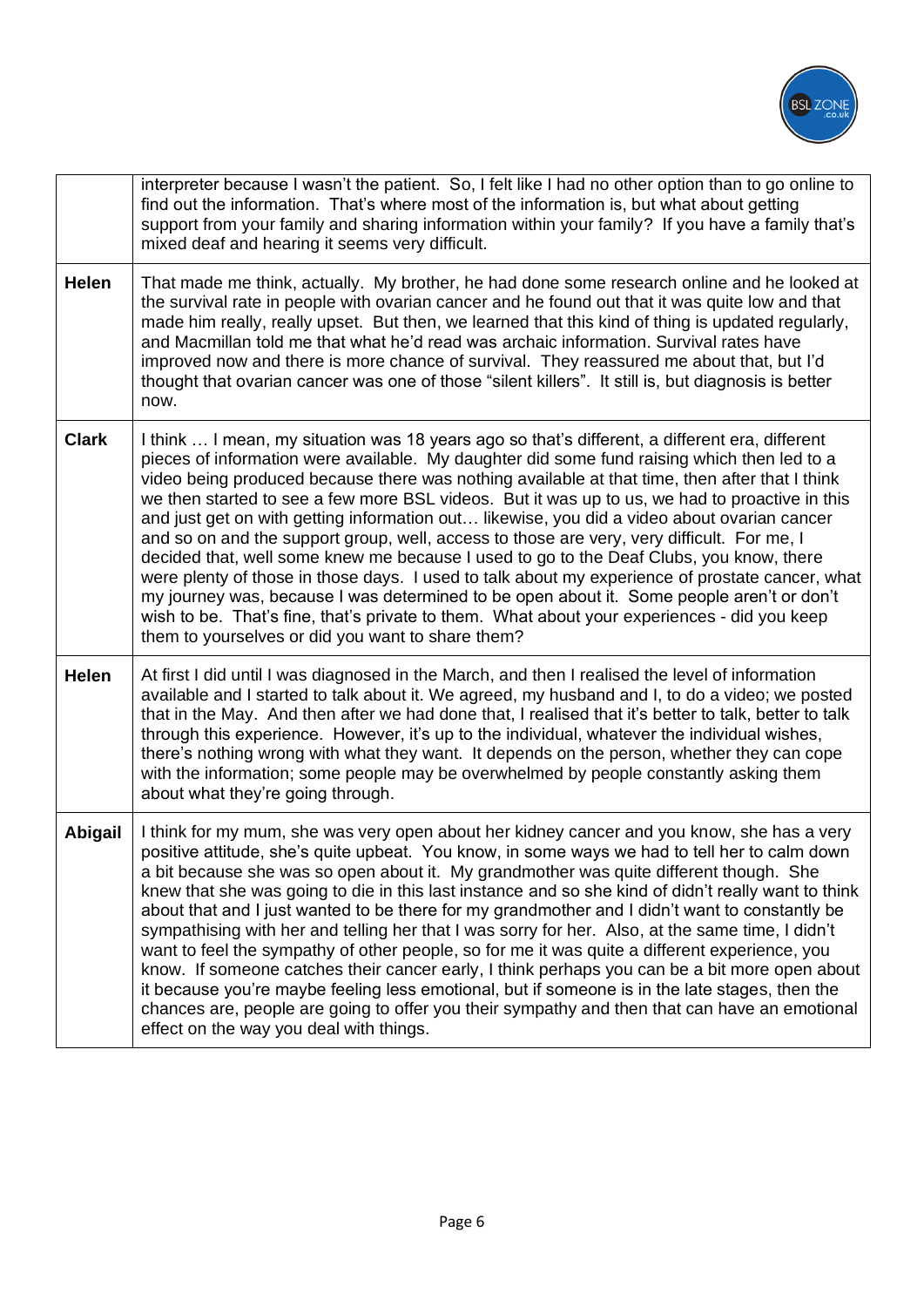| | |
|---|---|
| | interpreter because I wasn't the patient. So, I felt like I had no other option than to go online to find out the information. That's where most of the information is, but what about getting support from your family and sharing information within your family? If you have a family that's mixed deaf and hearing it seems very difficult. |
| **Helen** | That made me think, actually. My brother, he had done some research online and he looked at the survival rate in people with ovarian cancer and he found out that it was quite low and that made him really, really upset. But then, we learned that this kind of thing is updated regularly, and Macmillan told me that what he'd read was archaic information. Survival rates have improved now and there is more chance of survival. They reassured me about that, but I'd thought that ovarian cancer was one of those "silent killers". It still is, but diagnosis is better now. |
| **Clark** | I think … I mean, my situation was 18 years ago so that's different, a different era, different pieces of information were available. My daughter did some fund raising which then led to a video being produced because there was nothing available at that time, then after that I think we then started to see a few more BSL videos. But it was up to us, we had to proactive in this and just get on with getting information out… likewise, you did a video about ovarian cancer and so on and the support group, well, access to those are very, very difficult. For me, I decided that, well some knew me because I used to go to the Deaf Clubs, you know, there were plenty of those in those days. I used to talk about my experience of prostate cancer, what my journey was, because I was determined to be open about it. Some people aren't or don't wish to be. That's fine, that's private to them. What about your experiences - did you keep them to yourselves or did you want to share them? |
| **Helen** | At first I did until I was diagnosed in the March, and then I realised the level of information available and I started to talk about it. We agreed, my husband and I, to do a video; we posted that in the May. And then after we had done that, I realised that it's better to talk, better to talk through this experience. However, it's up to the individual, whatever the individual wishes, there's nothing wrong with what they want. It depends on the person, whether they can cope with the information; some people may be overwhelmed by people constantly asking them about what they're going through. |
| **Abigail** | I think for my mum, she was very open about her kidney cancer and you know, she has a very positive attitude, she's quite upbeat. You know, in some ways we had to tell her to calm down a bit because she was so open about it. My grandmother was quite different though. She knew that she was going to die in this last instance and so she kind of didn't really want to think about that and I just wanted to be there for my grandmother and I didn't want to constantly be sympathising with her and telling her that I was sorry for her. Also, at the same time, I didn't want to feel the sympathy of other people, so for me it was quite a different experience, you know. If someone catches their cancer early, I think perhaps you can be a bit more open about it because you're maybe feeling less emotional, but if someone is in the late stages, then the chances are, people are going to offer you their sympathy and then that can have an emotional effect on the way you deal with things. |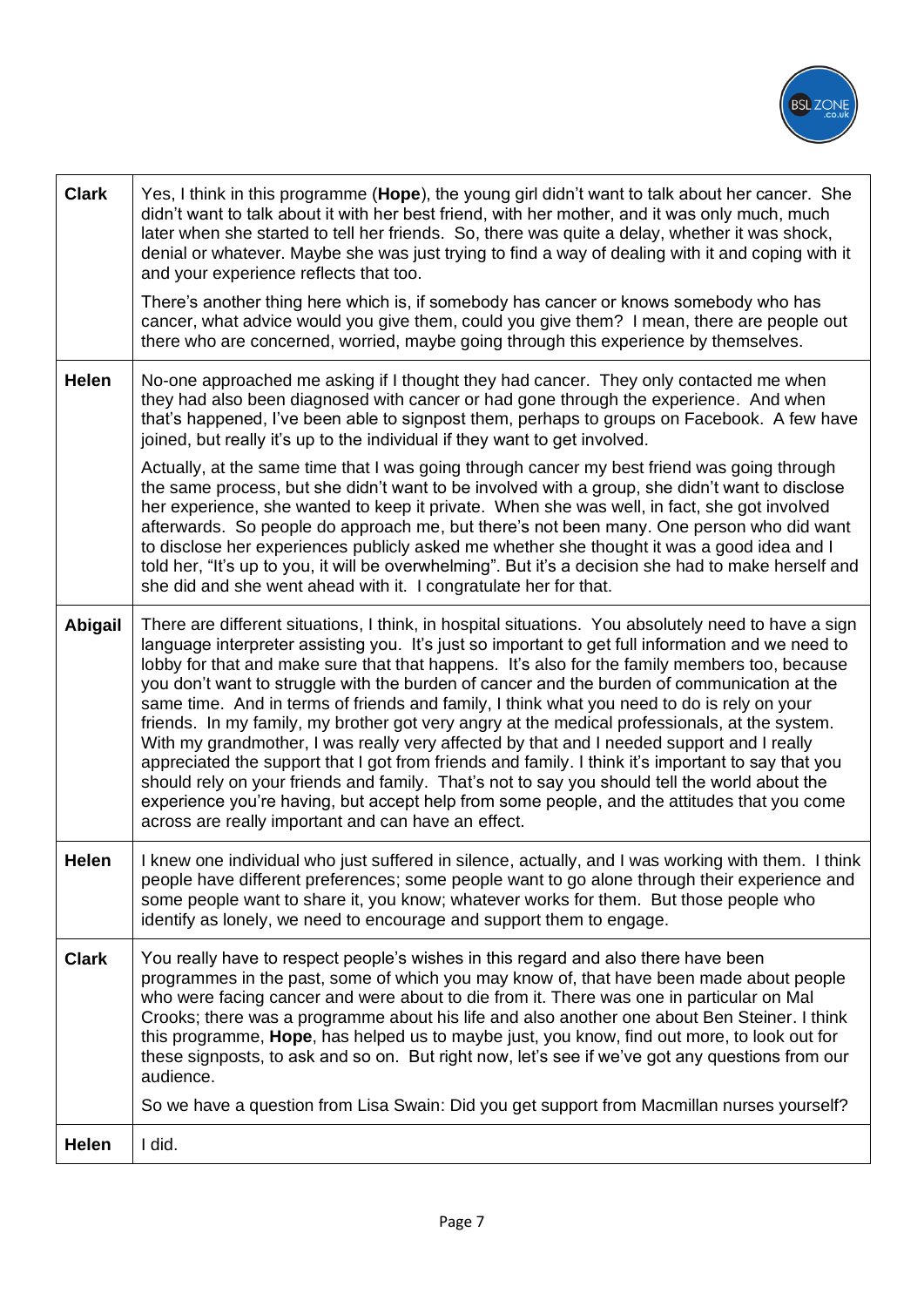| | |
|---|---|
| **Clark** | Yes, I think in this programme (**Hope**), the young girl didn't want to talk about her cancer. She didn't want to talk about it with her best friend, with her mother, and it was only much, much later when she started to tell her friends. So, there was quite a delay, whether it was shock, denial or whatever. Maybe she was just trying to find a way of dealing with it and coping with it and your experience reflects that too.<br><br>There's another thing here which is, if somebody has cancer or knows somebody who has cancer, what advice would you give them, could you give them? I mean, there are people out there who are concerned, worried, maybe going through this experience by themselves. |
| **Helen** | No-one approached me asking if I thought they had cancer. They only contacted me when they had also been diagnosed with cancer or had gone through the experience. And when that's happened, I've been able to signpost them, perhaps to groups on Facebook. A few have joined, but really it's up to the individual if they want to get involved.<br><br>Actually, at the same time that I was going through cancer my best friend was going through the same process, but she didn't want to be involved with a group, she didn't want to disclose her experience, she wanted to keep it private. When she was well, in fact, she got involved afterwards. So people do approach me, but there's not been many. One person who did want to disclose her experiences publicly asked me whether she thought it was a good idea and I told her, "It's up to you, it will be overwhelming". But it's a decision she had to make herself and she did and she went ahead with it. I congratulate her for that. |
| **Abigail** | There are different situations, I think, in hospital situations. You absolutely need to have a sign language interpreter assisting you. It's just so important to get full information and we need to lobby for that and make sure that that happens. It's also for the family members too, because you don't want to struggle with the burden of cancer and the burden of communication at the same time. And in terms of friends and family, I think what you need to do is rely on your friends. In my family, my brother got very angry at the medical professionals, at the system. With my grandmother, I was really very affected by that and I needed support and I really appreciated the support that I got from friends and family. I think it's important to say that you should rely on your friends and family. That's not to say you should tell the world about the experience you're having, but accept help from some people, and the attitudes that you come across are really important and can have an effect. |
| **Helen** | I knew one individual who just suffered in silence, actually, and I was working with them. I think people have different preferences; some people want to go alone through their experience and some people want to share it, you know; whatever works for them. But those people who identify as lonely, we need to encourage and support them to engage. |
| **Clark** | You really have to respect people's wishes in this regard and also there have been programmes in the past, some of which you may know of, that have been made about people who were facing cancer and were about to die from it. There was one in particular on Mal Crooks; there was a programme about his life and also another one about Ben Steiner. I think this programme, **Hope**, has helped us to maybe just, you know, find out more, to look out for these signposts, to ask and so on. But right now, let's see if we've got any questions from our audience.<br><br>So we have a question from Lisa Swain: Did you get support from Macmillan nurses yourself? |
| **Helen** | I did. |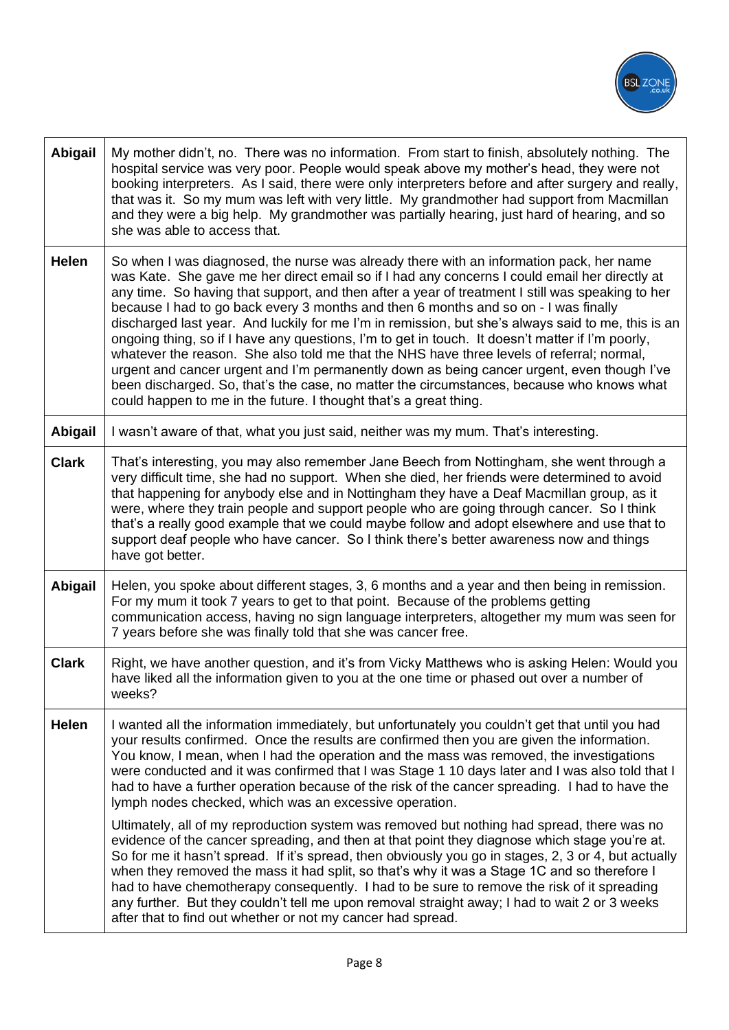| | |
|---|---|
| **Abigail** | My mother didn't, no. There was no information. From start to finish, absolutely nothing. The hospital service was very poor. People would speak above my mother's head, they were not booking interpreters. As I said, there were only interpreters before and after surgery and really, that was it. So my mum was left with very little. My grandmother had support from Macmillan and they were a big help. My grandmother was partially hearing, just hard of hearing, and so she was able to access that. |
| **Helen** | So when I was diagnosed, the nurse was already there with an information pack, her name was Kate. She gave me her direct email so if I had any concerns I could email her directly at any time. So having that support, and then after a year of treatment I still was speaking to her because I had to go back every 3 months and then 6 months and so on - I was finally discharged last year. And luckily for me I'm in remission, but she's always said to me, this is an ongoing thing, so if I have any questions, I'm to get in touch. It doesn't matter if I'm poorly, whatever the reason. She also told me that the NHS have three levels of referral; normal, urgent and cancer urgent and I'm permanently down as being cancer urgent, even though I've been discharged. So, that's the case, no matter the circumstances, because who knows what could happen to me in the future. I thought that's a great thing. |
| **Abigail** | I wasn't aware of that, what you just said, neither was my mum. That's interesting. |
| **Clark** | That's interesting, you may also remember Jane Beech from Nottingham, she went through a very difficult time, she had no support. When she died, her friends were determined to avoid that happening for anybody else and in Nottingham they have a Deaf Macmillan group, as it were, where they train people and support people who are going through cancer. So I think that's a really good example that we could maybe follow and adopt elsewhere and use that to support deaf people who have cancer. So I think there's better awareness now and things have got better. |
| **Abigail** | Helen, you spoke about different stages, 3, 6 months and a year and then being in remission. For my mum it took 7 years to get to that point. Because of the problems getting communication access, having no sign language interpreters, altogether my mum was seen for 7 years before she was finally told that she was cancer free. |
| **Clark** | Right, we have another question, and it's from Vicky Matthews who is asking Helen: Would you have liked all the information given to you at the one time or phased out over a number of weeks? |
| **Helen** | I wanted all the information immediately, but unfortunately you couldn't get that until you had your results confirmed. Once the results are confirmed then you are given the information. You know, I mean, when I had the operation and the mass was removed, the investigations were conducted and it was confirmed that I was Stage 1 10 days later and I was also told that I had to have a further operation because of the risk of the cancer spreading. I had to have the lymph nodes checked, which was an excessive operation.<br><br>Ultimately, all of my reproduction system was removed but nothing had spread, there was no evidence of the cancer spreading, and then at that point they diagnose which stage you're at. So for me it hasn't spread. If it's spread, then obviously you go in stages, 2, 3 or 4, but actually when they removed the mass it had split, so that's why it was a Stage 1C and so therefore I had to have chemotherapy consequently. I had to be sure to remove the risk of it spreading any further. But they couldn't tell me upon removal straight away; I had to wait 2 or 3 weeks after that to find out whether or not my cancer had spread. |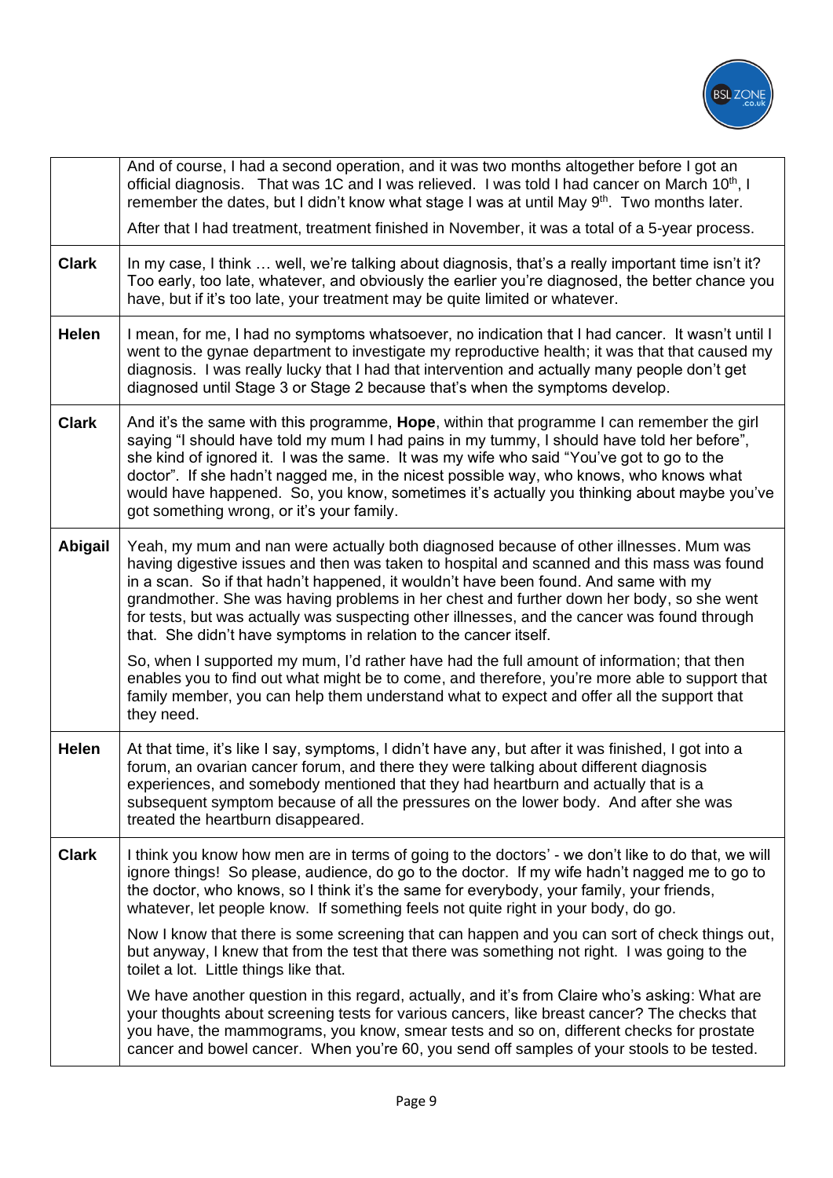| | |
|---|---|
| | And of course, I had a second operation, and it was two months altogether before I got an official diagnosis. That was 1C and I was relieved. I was told I had cancer on March 10th, I remember the dates, but I didn't know what stage I was at until May 9th. Two months later.<br><br>After that I had treatment, treatment finished in November, it was a total of a 5-year process. |
| **Clark** | In my case, I think … well, we're talking about diagnosis, that's a really important time isn't it? Too early, too late, whatever, and obviously the earlier you're diagnosed, the better chance you have, but if it's too late, your treatment may be quite limited or whatever. |
| **Helen** | I mean, for me, I had no symptoms whatsoever, no indication that I had cancer. It wasn't until I went to the gynae department to investigate my reproductive health; it was that that caused my diagnosis. I was really lucky that I had that intervention and actually many people don't get diagnosed until Stage 3 or Stage 2 because that's when the symptoms develop. |
| **Clark** | And it's the same with this programme, **Hope**, within that programme I can remember the girl saying "I should have told my mum I had pains in my tummy, I should have told her before", she kind of ignored it. I was the same. It was my wife who said "You've got to go to the doctor". If she hadn't nagged me, in the nicest possible way, who knows, who knows what would have happened. So, you know, sometimes it's actually you thinking about maybe you've got something wrong, or it's your family. |
| **Abigail** | Yeah, my mum and nan were actually both diagnosed because of other illnesses. Mum was having digestive issues and then was taken to hospital and scanned and this mass was found in a scan. So if that hadn't happened, it wouldn't have been found. And same with my grandmother. She was having problems in her chest and further down her body, so she went for tests, but was actually was suspecting other illnesses, and the cancer was found through that. She didn't have symptoms in relation to the cancer itself.<br><br>So, when I supported my mum, I'd rather have had the full amount of information; that then enables you to find out what might be to come, and therefore, you're more able to support that family member, you can help them understand what to expect and offer all the support that they need. |
| **Helen** | At that time, it's like I say, symptoms, I didn't have any, but after it was finished, I got into a forum, an ovarian cancer forum, and there they were talking about different diagnosis experiences, and somebody mentioned that they had heartburn and actually that is a subsequent symptom because of all the pressures on the lower body. And after she was treated the heartburn disappeared. |
| **Clark** | I think you know how men are in terms of going to the doctors' - we don't like to do that, we will ignore things! So please, audience, do go to the doctor. If my wife hadn't nagged me to go to the doctor, who knows, so I think it's the same for everybody, your family, your friends, whatever, let people know. If something feels not quite right in your body, do go.<br><br>Now I know that there is some screening that can happen and you can sort of check things out, but anyway, I knew that from the test that there was something not right. I was going to the toilet a lot. Little things like that.<br><br>We have another question in this regard, actually, and it's from Claire who's asking: What are your thoughts about screening tests for various cancers, like breast cancer? The checks that you have, the mammograms, you know, smear tests and so on, different checks for prostate cancer and bowel cancer. When you're 60, you send off samples of your stools to be tested. |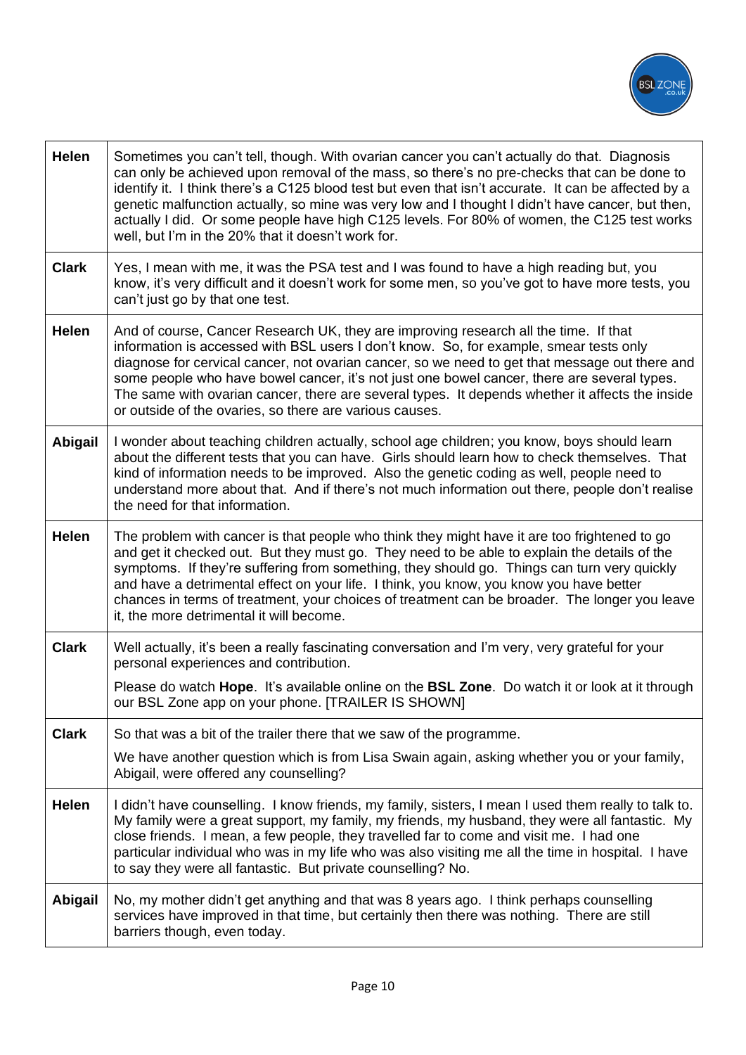| | |
|---|---|
| **Helen** | Sometimes you can't tell, though. With ovarian cancer you can't actually do that. Diagnosis can only be achieved upon removal of the mass, so there's no pre-checks that can be done to identify it. I think there's a C125 blood test but even that isn't accurate. It can be affected by a genetic malfunction actually, so mine was very low and I thought I didn't have cancer, but then, actually I did. Or some people have high C125 levels. For 80% of women, the C125 test works well, but I'm in the 20% that it doesn't work for. |
| **Clark** | Yes, I mean with me, it was the PSA test and I was found to have a high reading but, you know, it's very difficult and it doesn't work for some men, so you've got to have more tests, you can't just go by that one test. |
| **Helen** | And of course, Cancer Research UK, they are improving research all the time. If that information is accessed with BSL users I don't know. So, for example, smear tests only diagnose for cervical cancer, not ovarian cancer, so we need to get that message out there and some people who have bowel cancer, it's not just one bowel cancer, there are several types. The same with ovarian cancer, there are several types. It depends whether it affects the inside or outside of the ovaries, so there are various causes. |
| **Abigail** | I wonder about teaching children actually, school age children; you know, boys should learn about the different tests that you can have. Girls should learn how to check themselves. That kind of information needs to be improved. Also the genetic coding as well, people need to understand more about that. And if there's not much information out there, people don't realise the need for that information. |
| **Helen** | The problem with cancer is that people who think they might have it are too frightened to go and get it checked out. But they must go. They need to be able to explain the details of the symptoms. If they're suffering from something, they should go. Things can turn very quickly and have a detrimental effect on your life. I think, you know, you know you have better chances in terms of treatment, your choices of treatment can be broader. The longer you leave it, the more detrimental it will become. |
| **Clark** | Well actually, it's been a really fascinating conversation and I'm very, very grateful for your personal experiences and contribution.<br><br>Please do watch **Hope**. It's available online on the **BSL Zone**. Do watch it or look at it through our BSL Zone app on your phone. [TRAILER IS SHOWN] |
| **Clark** | So that was a bit of the trailer there that we saw of the programme.<br><br>We have another question which is from Lisa Swain again, asking whether you or your family, Abigail, were offered any counselling? |
| **Helen** | I didn't have counselling. I know friends, my family, sisters, I mean I used them really to talk to. My family were a great support, my family, my friends, my husband, they were all fantastic. My close friends. I mean, a few people, they travelled far to come and visit me. I had one particular individual who was in my life who was also visiting me all the time in hospital. I have to say they were all fantastic. But private counselling? No. |
| **Abigail** | No, my mother didn't get anything and that was 8 years ago. I think perhaps counselling services have improved in that time, but certainly then there was nothing. There are still barriers though, even today. |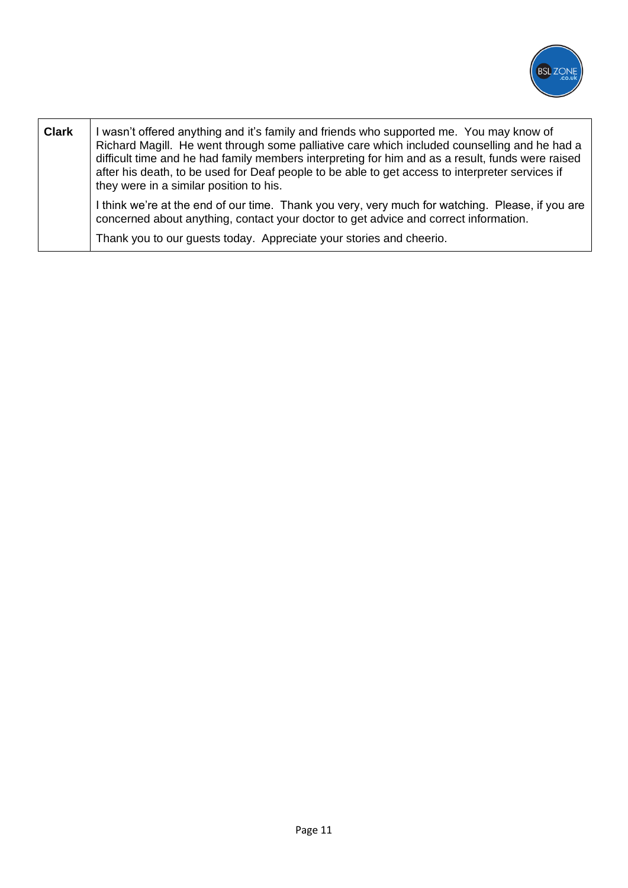| | |
|---|---|
| **Clark** | I wasn't offered anything and it's family and friends who supported me. You may know of Richard Magill. He went through some palliative care which included counselling and he had a difficult time and he had family members interpreting for him and as a result, funds were raised after his death, to be used for Deaf people to be able to get access to interpreter services if they were in a similar position to his.<br><br>I think we're at the end of our time. Thank you very, very much for watching. Please, if you are concerned about anything, contact your doctor to get advice and correct information.<br><br>Thank you to our guests today. Appreciate your stories and cheerio. |